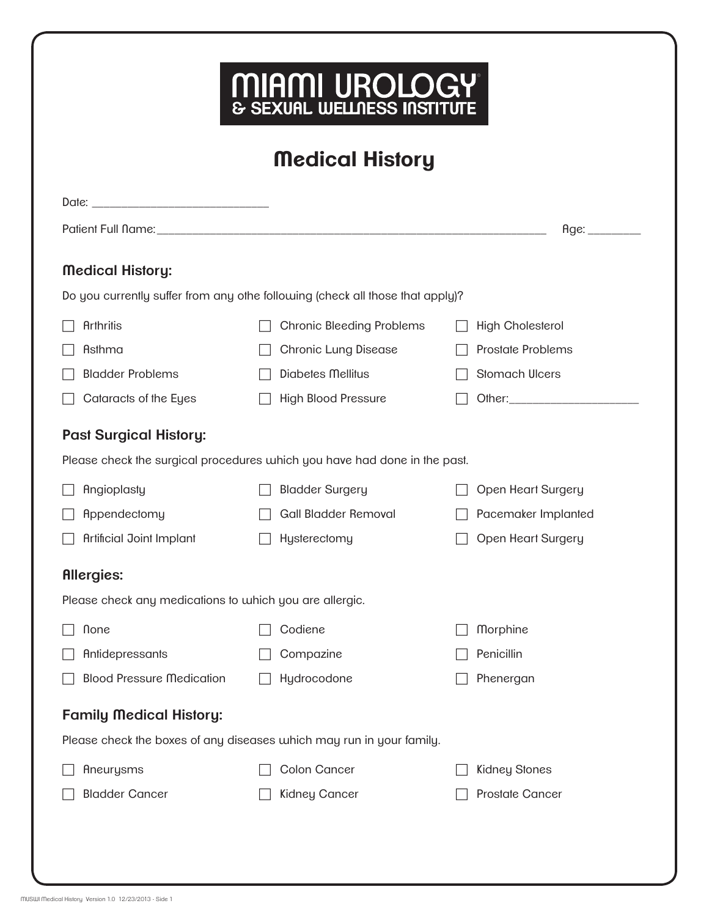# MIAMI UROLOGY & SEXUAL WELLNESS INSTITUTE

## Medical History

Date: ______________________________

Patient Full Name:_________________________________________________________________ Age: ________

### Medical History:

Do you currently suffer from any othe following (check all those that apply)?

- ☐ Arthritis
- ☐ Asthma
- ☐ Bladder Problems
- ☐ Cataracts of the Eyes
- ☐ Chronic Bleeding Problems
- ☐ Chronic Lung Disease
- ☐ Diabetes Mellitus
- ☐ High Blood Pressure
- ☐ High Cholesterol
- ☐ Prostate Problems
- ☐ Stomach Ulcers
- ☐ Other:____________________

### Past Surgical History:

Please check the surgical procedures which you have had done in the past.

- ☐ Angioplasty
- ☐ Appendectomy
- ☐ Artificial Joint Implant
- ☐ Bladder Surgery
- ☐ Gall Bladder Removal
- ☐ Hysterectomy
- ☐ Open Heart Surgery
- ☐ Pacemaker Implanted
- ☐ Open Heart Surgery

### Allergies:

Please check any medications to which you are allergic.

- ☐ None
- ☐ Antidepressants
- ☐ Blood Pressure Medication
- ☐ Codiene
- ☐ Compazine
- ☐ Hydrocodone
- ☐ Morphine
- ☐ Penicillin
- ☐ Phenergan

### Family Medical History:

Please check the boxes of any diseases which may run in your family.

- ☐ Aneurysms
- ☐ Bladder Cancer
- ☐ Colon Cancer
- ☐ Kidney Cancer
- ☐ Kidney Stones
- ☐ Prostate Cancer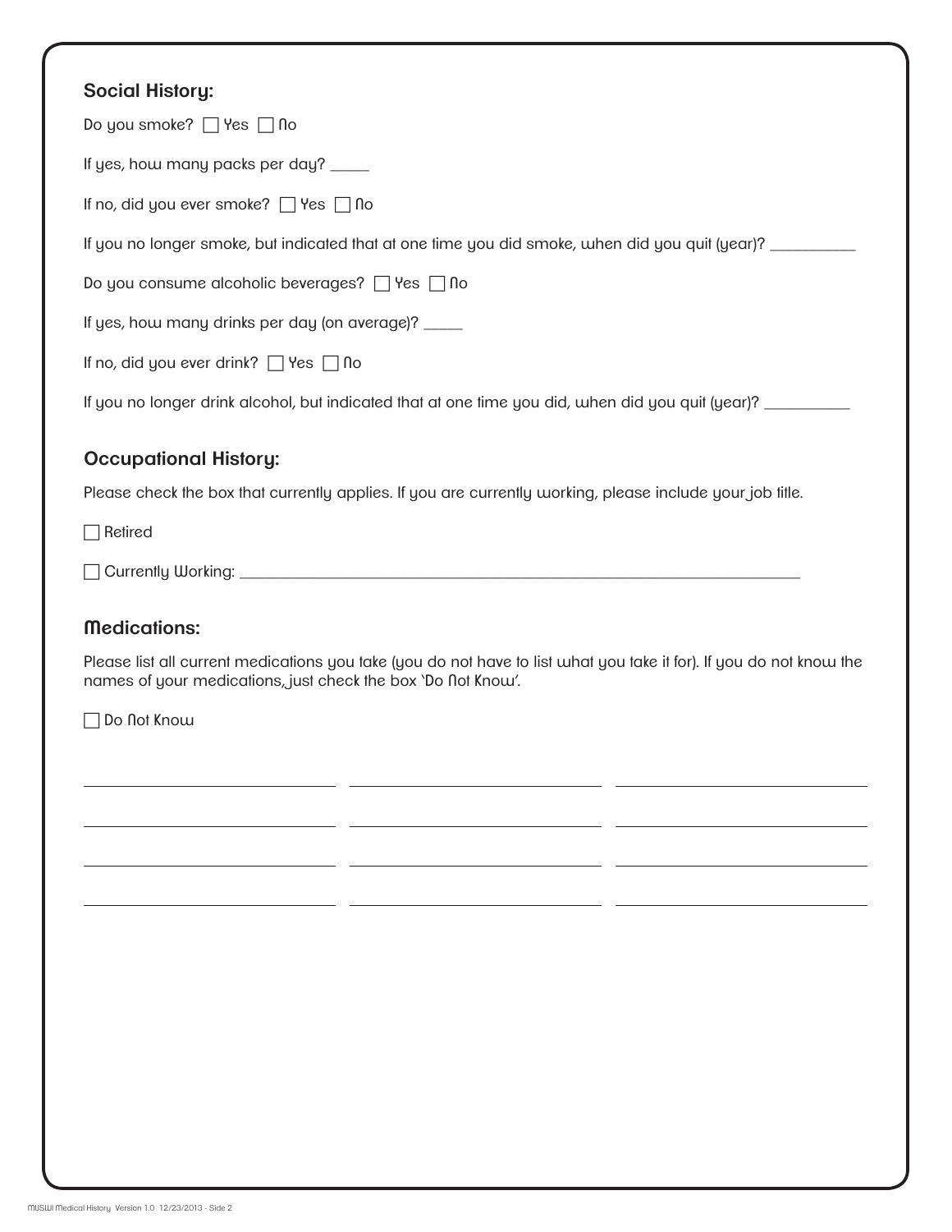## Social History:

Do you smoke? ☐ Yes ☐ No

If yes, how many packs per day? _____

If no, did you ever smoke? ☐ Yes ☐ No

If you no longer smoke, but indicated that at one time you did smoke, when did you quit (year)? __________

Do you consume alcoholic beverages? ☐ Yes ☐ No

If yes, how many drinks per day (on average)? _____

If no, did you ever drink? ☐ Yes ☐ No

If you no longer drink alcohol, but indicated that at one time you did, when did you quit (year)? __________

## Occupational History:

Please check the box that currently applies. If you are currently working, please include your job title.

☐ Retired

☐ Currently Working: ______________________________________________________________________

## Medications:

Please list all current medications you take (you do not have to list what you take it for). If you do not know the names of your medications, just check the box 'Do Not Know'.

☐ Do Not Know

______________________________ ______________________________ ______________________________

______________________________ ______________________________ ______________________________

______________________________ ______________________________ ______________________________

______________________________ ______________________________ ______________________________

MUSWI Medical History Version 1.0 12/23/2013 - Side 2